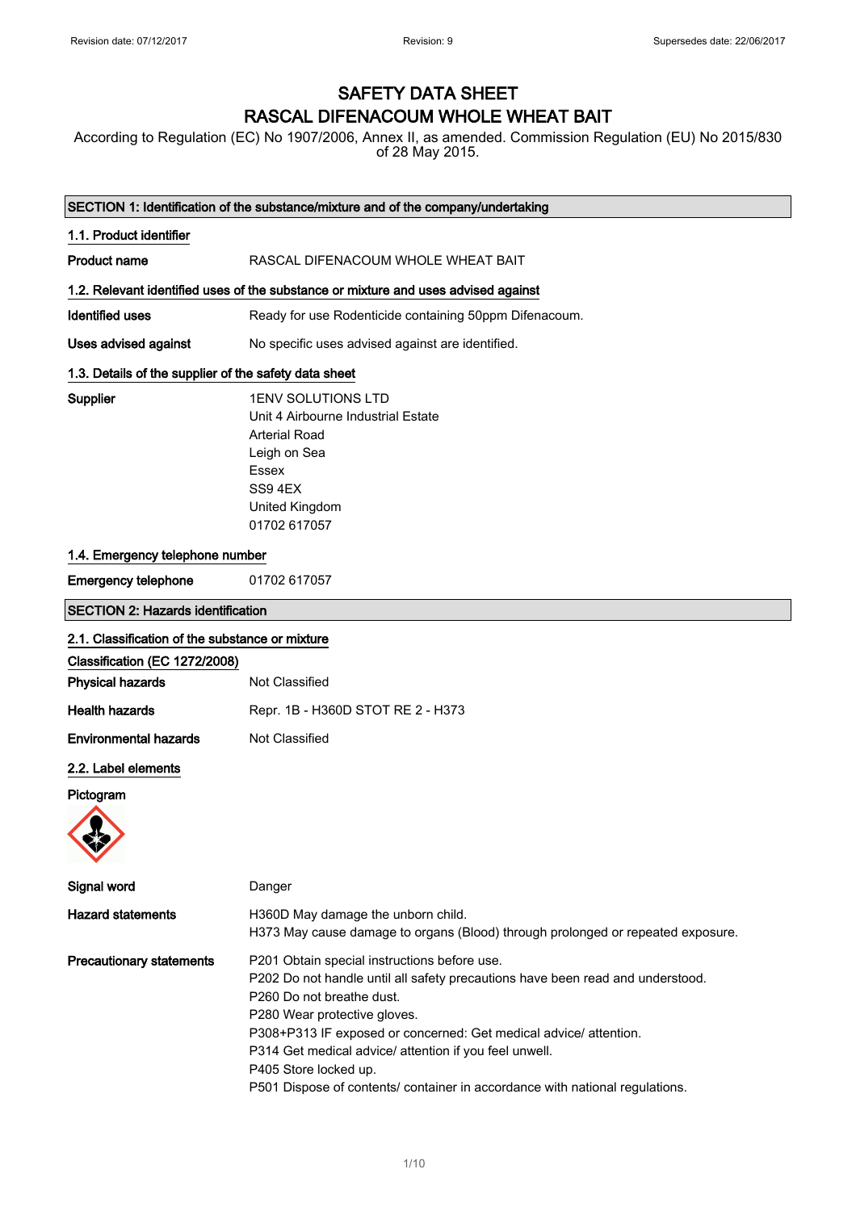# SAFETY DATA SHEET
# RASCAL DIFENACOUM WHOLE WHEAT BAIT

According to Regulation (EC) No 1907/2006, Annex II, as amended. Commission Regulation (EU) No 2015/830 of 28 May 2015.

## SECTION 1: Identification of the substance/mixture and of the company/undertaking

### 1.1. Product identifier

**Product name** RASCAL DIFENACOUM WHOLE WHEAT BAIT

### 1.2. Relevant identified uses of the substance or mixture and uses advised against

**Identified uses** Ready for use Rodenticide containing 50ppm Difenacoum.

**Uses advised against** No specific uses advised against are identified.

### 1.3. Details of the supplier of the safety data sheet

**Supplier**
1ENV SOLUTIONS LTD
Unit 4 Airbourne Industrial Estate
Arterial Road
Leigh on Sea
Essex
SS9 4EX
United Kingdom
01702 617057

### 1.4. Emergency telephone number

**Emergency telephone** 01702 617057

## SECTION 2: Hazards identification

### 2.1. Classification of the substance or mixture

**Classification (EC 1272/2008)**

**Physical hazards** Not Classified

**Health hazards** Repr. 1B - H360D STOT RE 2 - H373

**Environmental hazards** Not Classified

### 2.2. Label elements

**Pictogram**

**Signal word** Danger

**Hazard statements**
H360D May damage the unborn child.
H373 May cause damage to organs (Blood) through prolonged or repeated exposure.

**Precautionary statements**
P201 Obtain special instructions before use.
P202 Do not handle until all safety precautions have been read and understood.
P260 Do not breathe dust.
P280 Wear protective gloves.
P308+P313 IF exposed or concerned: Get medical advice/ attention.
P314 Get medical advice/ attention if you feel unwell.
P405 Store locked up.
P501 Dispose of contents/ container in accordance with national regulations.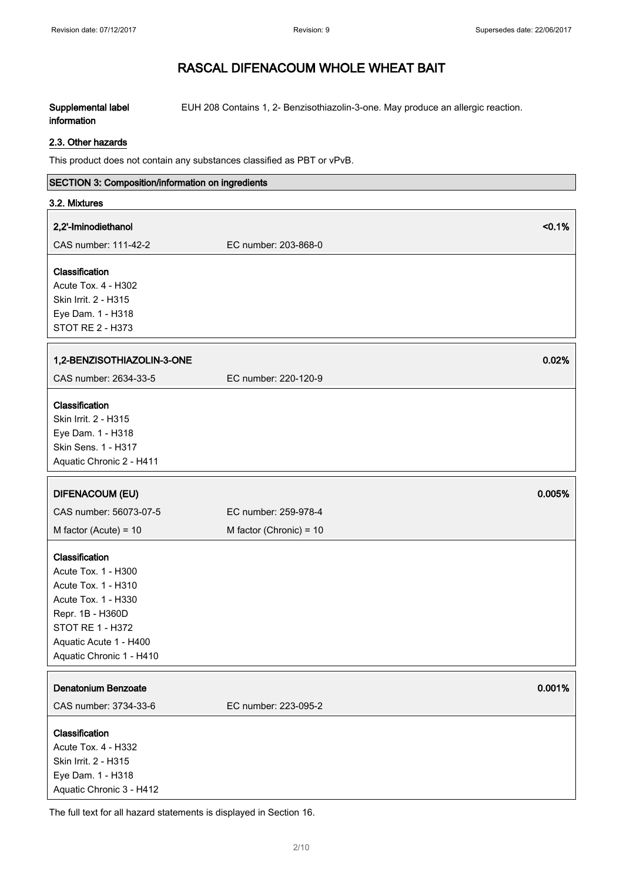# RASCAL DIFENACOUM WHOLE WHEAT BAIT

**Supplemental label information** EUH 208 Contains 1, 2- Benzisothiazolin-3-one. May produce an allergic reaction.

### 2.3. Other hazards

This product does not contain any substances classified as PBT or vPvB.

## SECTION 3: Composition/information on ingredients

### 3.2. Mixtures

**2,2'-Iminodiethanol** <0.1%

CAS number: 111-42-2 EC number: 203-868-0

**Classification**
Acute Tox. 4 - H302
Skin Irrit. 2 - H315
Eye Dam. 1 - H318
STOT RE 2 - H373

**1,2-BENZISOTHIAZOLIN-3-ONE** 0.02%

CAS number: 2634-33-5 EC number: 220-120-9

**Classification**
Skin Irrit. 2 - H315
Eye Dam. 1 - H318
Skin Sens. 1 - H317
Aquatic Chronic 2 - H411

**DIFENACOUM (EU)** 0.005%

CAS number: 56073-07-5 EC number: 259-978-4

M factor (Acute) = 10 M factor (Chronic) = 10

**Classification**
Acute Tox. 1 - H300
Acute Tox. 1 - H310
Acute Tox. 1 - H330
Repr. 1B - H360D
STOT RE 1 - H372
Aquatic Acute 1 - H400
Aquatic Chronic 1 - H410

**Denatonium Benzoate** 0.001%

CAS number: 3734-33-6 EC number: 223-095-2

**Classification**
Acute Tox. 4 - H332
Skin Irrit. 2 - H315
Eye Dam. 1 - H318
Aquatic Chronic 3 - H412

The full text for all hazard statements is displayed in Section 16.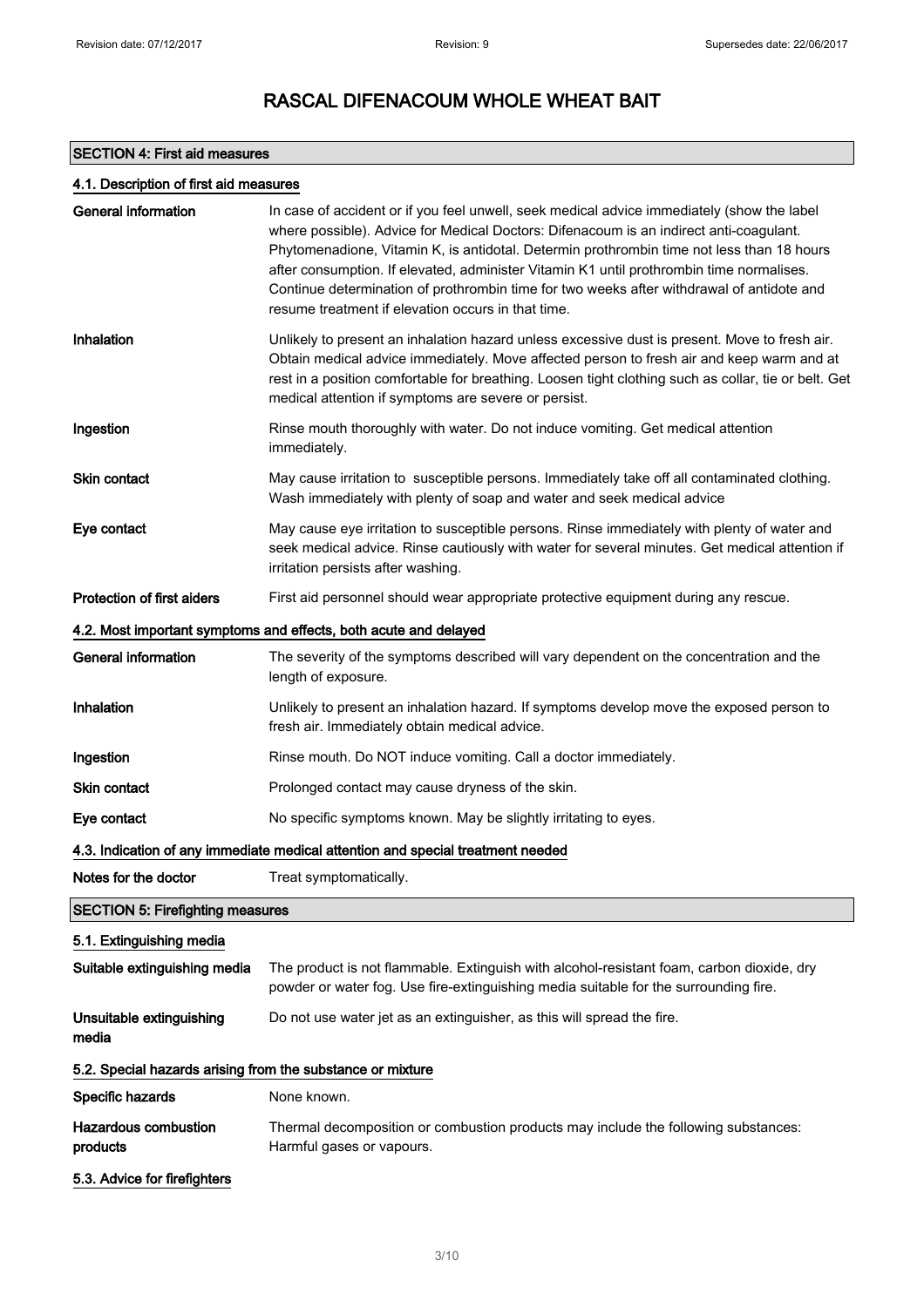# RASCAL DIFENACOUM WHOLE WHEAT BAIT

## SECTION 4: First aid measures

### 4.1. Description of first aid measures

**General information** In case of accident or if you feel unwell, seek medical advice immediately (show the label where possible). Advice for Medical Doctors: Difenacoum is an indirect anti-coagulant. Phytomenadione, Vitamin K, is antidotal. Determin prothrombin time not less than 18 hours after consumption. If elevated, administer Vitamin K1 until prothrombin time normalises. Continue determination of prothrombin time for two weeks after withdrawal of antidote and resume treatment if elevation occurs in that time.

**Inhalation** Unlikely to present an inhalation hazard unless excessive dust is present. Move to fresh air. Obtain medical advice immediately. Move affected person to fresh air and keep warm and at rest in a position comfortable for breathing. Loosen tight clothing such as collar, tie or belt. Get medical attention if symptoms are severe or persist.

**Ingestion** Rinse mouth thoroughly with water. Do not induce vomiting. Get medical attention immediately.

**Skin contact** May cause irritation to susceptible persons. Immediately take off all contaminated clothing. Wash immediately with plenty of soap and water and seek medical advice

**Eye contact** May cause eye irritation to susceptible persons. Rinse immediately with plenty of water and seek medical advice. Rinse cautiously with water for several minutes. Get medical attention if irritation persists after washing.

**Protection of first aiders** First aid personnel should wear appropriate protective equipment during any rescue.

### 4.2. Most important symptoms and effects, both acute and delayed

**General information** The severity of the symptoms described will vary dependent on the concentration and the length of exposure.

**Inhalation** Unlikely to present an inhalation hazard. If symptoms develop move the exposed person to fresh air. Immediately obtain medical advice.

**Ingestion** Rinse mouth. Do NOT induce vomiting. Call a doctor immediately.

**Skin contact** Prolonged contact may cause dryness of the skin.

**Eye contact** No specific symptoms known. May be slightly irritating to eyes.

### 4.3. Indication of any immediate medical attention and special treatment needed

**Notes for the doctor** Treat symptomatically.

## SECTION 5: Firefighting measures

### 5.1. Extinguishing media

**Suitable extinguishing media** The product is not flammable. Extinguish with alcohol-resistant foam, carbon dioxide, dry powder or water fog. Use fire-extinguishing media suitable for the surrounding fire.

**Unsuitable extinguishing media** Do not use water jet as an extinguisher, as this will spread the fire.

### 5.2. Special hazards arising from the substance or mixture

**Specific hazards** None known.

**Hazardous combustion products** Thermal decomposition or combustion products may include the following substances: Harmful gases or vapours.

### 5.3. Advice for firefighters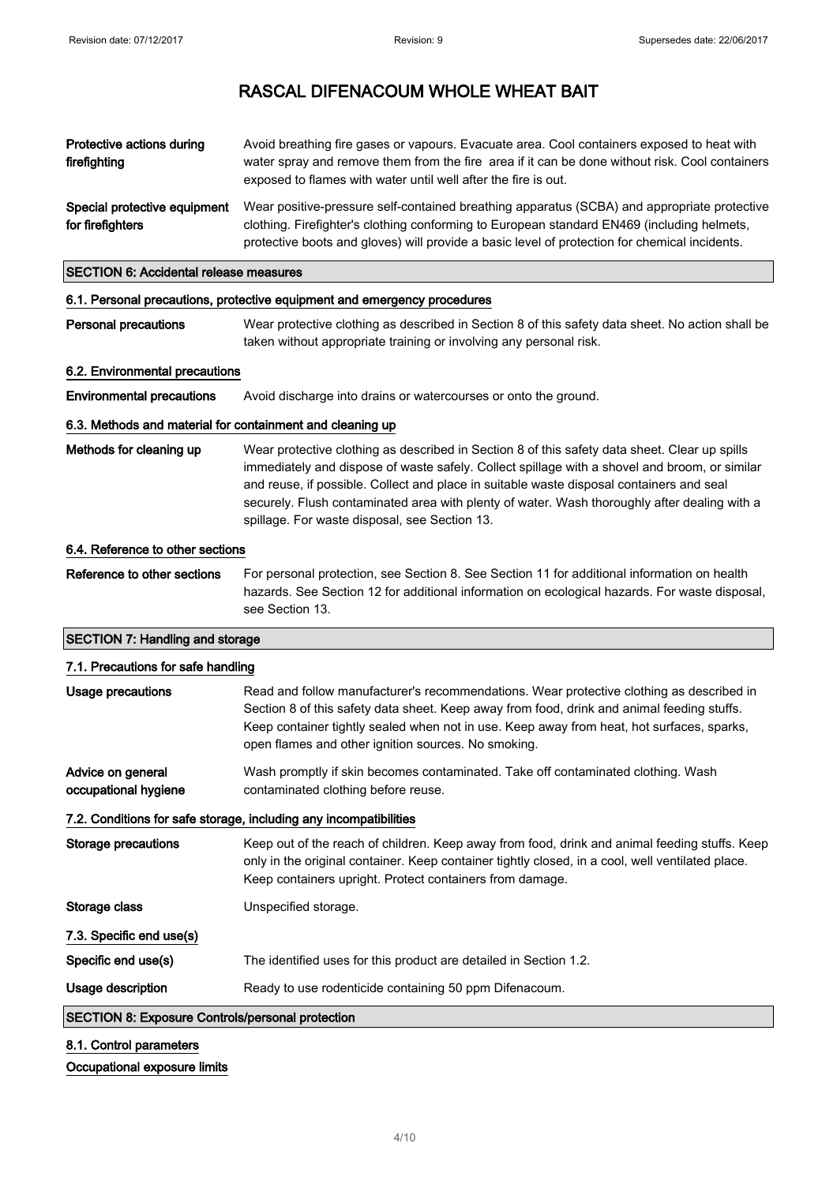| | |
|---|---|
| **Protective actions during firefighting** | Avoid breathing fire gases or vapours. Evacuate area. Cool containers exposed to heat with water spray and remove them from the fire area if it can be done without risk. Cool containers exposed to flames with water until well after the fire is out. |
| **Special protective equipment for firefighters** | Wear positive-pressure self-contained breathing apparatus (SCBA) and appropriate protective clothing. Firefighter's clothing conforming to European standard EN469 (including helmets, protective boots and gloves) will provide a basic level of protection for chemical incidents. |

## SECTION 6: Accidental release measures

### 6.1. Personal precautions, protective equipment and emergency procedures

| | |
|---|---|
| **Personal precautions** | Wear protective clothing as described in Section 8 of this safety data sheet. No action shall be taken without appropriate training or involving any personal risk. |

### 6.2. Environmental precautions

| | |
|---|---|
| **Environmental precautions** | Avoid discharge into drains or watercourses or onto the ground. |

### 6.3. Methods and material for containment and cleaning up

| | |
|---|---|
| **Methods for cleaning up** | Wear protective clothing as described in Section 8 of this safety data sheet. Clear up spills immediately and dispose of waste safely. Collect spillage with a shovel and broom, or similar and reuse, if possible. Collect and place in suitable waste disposal containers and seal securely. Flush contaminated area with plenty of water. Wash thoroughly after dealing with a spillage. For waste disposal, see Section 13. |

### 6.4. Reference to other sections

| | |
|---|---|
| **Reference to other sections** | For personal protection, see Section 8. See Section 11 for additional information on health hazards. See Section 12 for additional information on ecological hazards. For waste disposal, see Section 13. |

## SECTION 7: Handling and storage

### 7.1. Precautions for safe handling

| | |
|---|---|
| **Usage precautions** | Read and follow manufacturer's recommendations. Wear protective clothing as described in Section 8 of this safety data sheet. Keep away from food, drink and animal feeding stuffs. Keep container tightly sealed when not in use. Keep away from heat, hot surfaces, sparks, open flames and other ignition sources. No smoking. |
| **Advice on general occupational hygiene** | Wash promptly if skin becomes contaminated. Take off contaminated clothing. Wash contaminated clothing before reuse. |

### 7.2. Conditions for safe storage, including any incompatibilities

| | |
|---|---|
| **Storage precautions** | Keep out of the reach of children. Keep away from food, drink and animal feeding stuffs. Keep only in the original container. Keep container tightly closed, in a cool, well ventilated place. Keep containers upright. Protect containers from damage. |
| **Storage class** | Unspecified storage. |

### 7.3. Specific end use(s)

| | |
|---|---|
| **Specific end use(s)** | The identified uses for this product are detailed in Section 1.2. |
| **Usage description** | Ready to use rodenticide containing 50 ppm Difenacoum. |

## SECTION 8: Exposure Controls/personal protection

### 8.1. Control parameters

**Occupational exposure limits**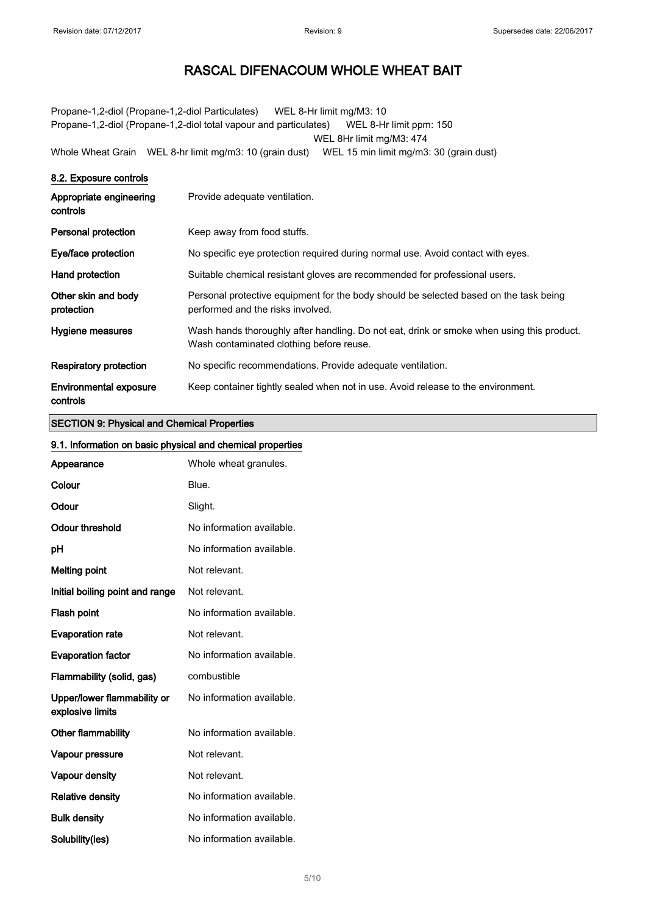Propane-1,2-diol (Propane-1,2-diol Particulates) WEL 8-Hr limit mg/M3: 10
Propane-1,2-diol (Propane-1,2-diol total vapour and particulates) WEL 8-Hr limit ppm: 150
WEL 8Hr limit mg/M3: 474
Whole Wheat Grain WEL 8-hr limit mg/m3: 10 (grain dust) WEL 15 min limit mg/m3: 30 (grain dust)

### 8.2. Exposure controls

| | |
|---|---|
| **Appropriate engineering controls** | Provide adequate ventilation. |
| **Personal protection** | Keep away from food stuffs. |
| **Eye/face protection** | No specific eye protection required during normal use. Avoid contact with eyes. |
| **Hand protection** | Suitable chemical resistant gloves are recommended for professional users. |
| **Other skin and body protection** | Personal protective equipment for the body should be selected based on the task being performed and the risks involved. |
| **Hygiene measures** | Wash hands thoroughly after handling. Do not eat, drink or smoke when using this product. Wash contaminated clothing before reuse. |
| **Respiratory protection** | No specific recommendations. Provide adequate ventilation. |
| **Environmental exposure controls** | Keep container tightly sealed when not in use. Avoid release to the environment. |

## SECTION 9: Physical and Chemical Properties

### 9.1. Information on basic physical and chemical properties

| | |
|---|---|
| **Appearance** | Whole wheat granules. |
| **Colour** | Blue. |
| **Odour** | Slight. |
| **Odour threshold** | No information available. |
| **pH** | No information available. |
| **Melting point** | Not relevant. |
| **Initial boiling point and range** | Not relevant. |
| **Flash point** | No information available. |
| **Evaporation rate** | Not relevant. |
| **Evaporation factor** | No information available. |
| **Flammability (solid, gas)** | combustible |
| **Upper/lower flammability or explosive limits** | No information available. |
| **Other flammability** | No information available. |
| **Vapour pressure** | Not relevant. |
| **Vapour density** | Not relevant. |
| **Relative density** | No information available. |
| **Bulk density** | No information available. |
| **Solubility(ies)** | No information available. |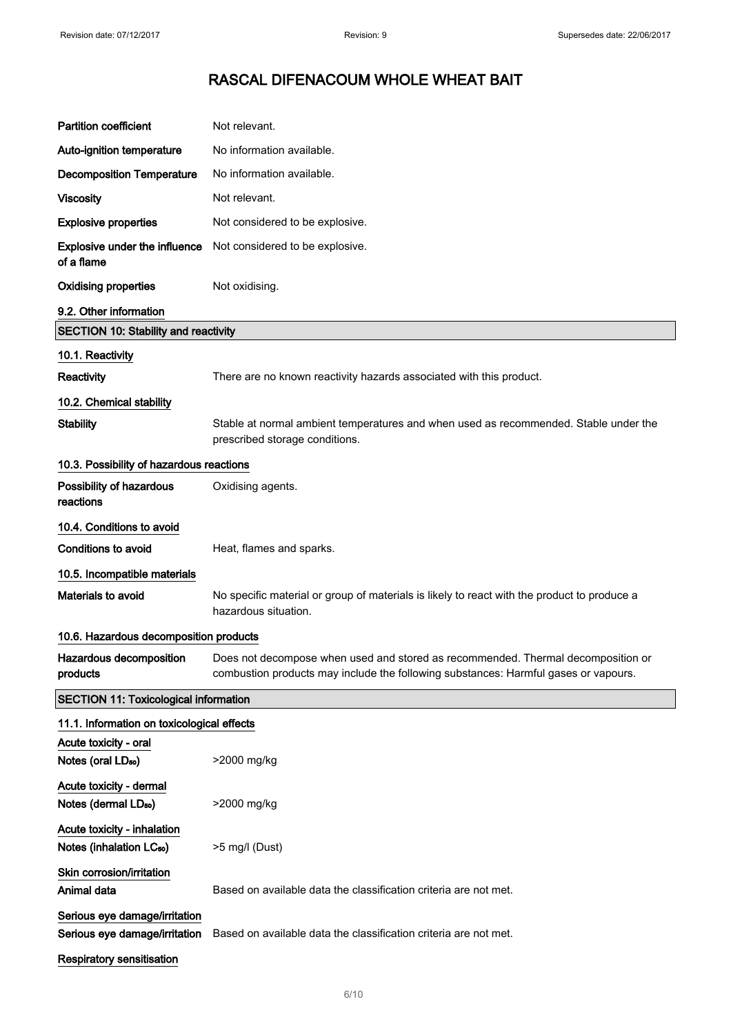| | |
|---|---|
| **Partition coefficient** | Not relevant. |
| **Auto-ignition temperature** | No information available. |
| **Decomposition Temperature** | No information available. |
| **Viscosity** | Not relevant. |
| **Explosive properties** | Not considered to be explosive. |
| **Explosive under the influence of a flame** | Not considered to be explosive. |
| **Oxidising properties** | Not oxidising. |

**9.2. Other information**

## SECTION 10: Stability and reactivity

**10.1. Reactivity**

| | |
|---|---|
| **Reactivity** | There are no known reactivity hazards associated with this product. |

**10.2. Chemical stability**

| | |
|---|---|
| **Stability** | Stable at normal ambient temperatures and when used as recommended. Stable under the prescribed storage conditions. |

**10.3. Possibility of hazardous reactions**

| | |
|---|---|
| **Possibility of hazardous reactions** | Oxidising agents. |

**10.4. Conditions to avoid**

| | |
|---|---|
| **Conditions to avoid** | Heat, flames and sparks. |

**10.5. Incompatible materials**

| | |
|---|---|
| **Materials to avoid** | No specific material or group of materials is likely to react with the product to produce a hazardous situation. |

**10.6. Hazardous decomposition products**

| | |
|---|---|
| **Hazardous decomposition products** | Does not decompose when used and stored as recommended. Thermal decomposition or combustion products may include the following substances: Harmful gases or vapours. |

## SECTION 11: Toxicological information

**11.1. Information on toxicological effects**

**Acute toxicity - oral**

| | |
|---|---|
| **Notes (oral $LD_{50}$)** | >2000 mg/kg |

**Acute toxicity - dermal**

| | |
|---|---|
| **Notes (dermal $LD_{50}$)** | >2000 mg/kg |

**Acute toxicity - inhalation**

| | |
|---|---|
| **Notes (inhalation $LC_{50}$)** | >5 mg/l (Dust) |

**Skin corrosion/irritation**

| | |
|---|---|
| **Animal data** | Based on available data the classification criteria are not met. |

**Serious eye damage/irritation**

| | |
|---|---|
| **Serious eye damage/irritation** | Based on available data the classification criteria are not met. |

**Respiratory sensitisation**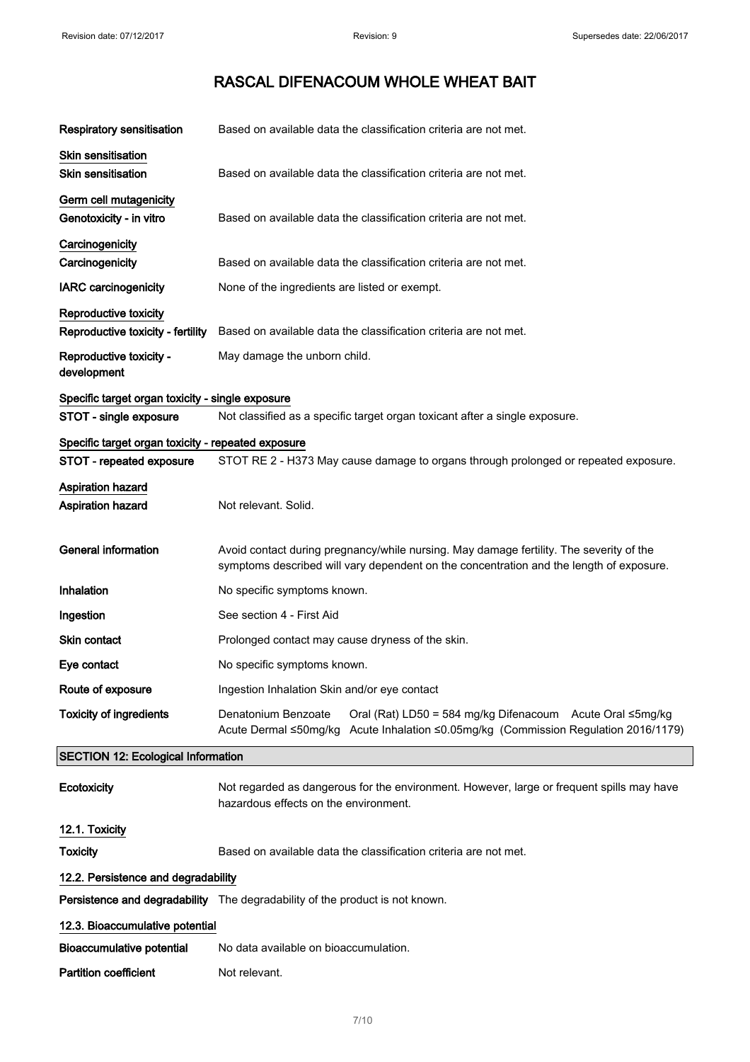# RASCAL DIFENACOUM WHOLE WHEAT BAIT

| | |
|---|---|
| **Respiratory sensitisation** | Based on available data the classification criteria are not met. |
| **Skin sensitisation** | |
| **Skin sensitisation** | Based on available data the classification criteria are not met. |
| **Germ cell mutagenicity** | |
| **Genotoxicity - in vitro** | Based on available data the classification criteria are not met. |
| **Carcinogenicity** | |
| **Carcinogenicity** | Based on available data the classification criteria are not met. |
| **IARC carcinogenicity** | None of the ingredients are listed or exempt. |
| **Reproductive toxicity** | |
| **Reproductive toxicity - fertility** | Based on available data the classification criteria are not met. |
| **Reproductive toxicity - development** | May damage the unborn child. |
| **Specific target organ toxicity - single exposure** | |
| **STOT - single exposure** | Not classified as a specific target organ toxicant after a single exposure. |
| **Specific target organ toxicity - repeated exposure** | |
| **STOT - repeated exposure** | STOT RE 2 - H373 May cause damage to organs through prolonged or repeated exposure. |
| **Aspiration hazard** | |
| **Aspiration hazard** | Not relevant. Solid. |
| **General information** | Avoid contact during pregnancy/while nursing. May damage fertility. The severity of the symptoms described will vary dependent on the concentration and the length of exposure. |
| **Inhalation** | No specific symptoms known. |
| **Ingestion** | See section 4 - First Aid |
| **Skin contact** | Prolonged contact may cause dryness of the skin. |
| **Eye contact** | No specific symptoms known. |
| **Route of exposure** | Ingestion Inhalation Skin and/or eye contact |
| **Toxicity of ingredients** | Denatonium Benzoate Oral (Rat) LD50 = 584 mg/kg Difenacoum Acute Oral ≤5mg/kg Acute Dermal ≤50mg/kg Acute Inhalation ≤0.05mg/kg (Commission Regulation 2016/1179) |

## SECTION 12: Ecological Information

| | |
|---|---|
| **Ecotoxicity** | Not regarded as dangerous for the environment. However, large or frequent spills may have hazardous effects on the environment. |
| **12.1. Toxicity** | |
| **Toxicity** | Based on available data the classification criteria are not met. |
| **12.2. Persistence and degradability** | |
| **Persistence and degradability** | The degradability of the product is not known. |
| **12.3. Bioaccumulative potential** | |
| **Bioaccumulative potential** | No data available on bioaccumulation. |
| **Partition coefficient** | Not relevant. |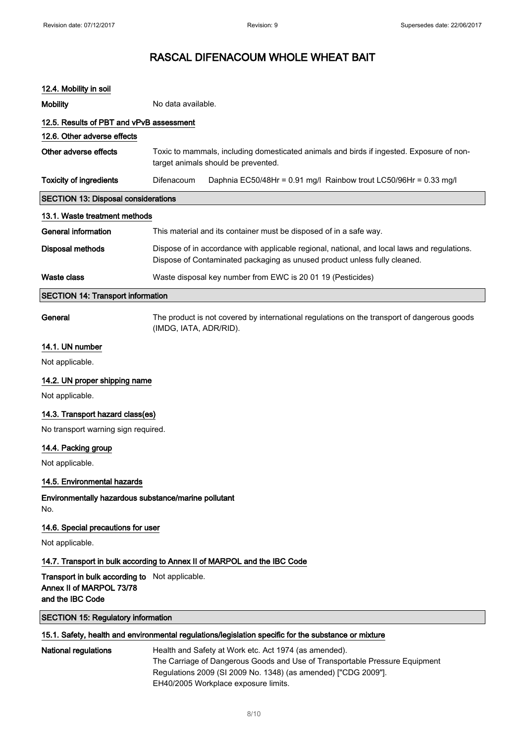# RASCAL DIFENACOUM WHOLE WHEAT BAIT

### 12.4. Mobility in soil

**Mobility** No data available.

### 12.5. Results of PBT and vPvB assessment

### 12.6. Other adverse effects

**Other adverse effects** Toxic to mammals, including domesticated animals and birds if ingested. Exposure of non-target animals should be prevented.

**Toxicity of ingredients** Difenacoum Daphnia EC50/48Hr = 0.91 mg/l Rainbow trout LC50/96Hr = 0.33 mg/l

## SECTION 13: Disposal considerations

### 13.1. Waste treatment methods

**General information** This material and its container must be disposed of in a safe way.

**Disposal methods** Dispose of in accordance with applicable regional, national, and local laws and regulations. Dispose of Contaminated packaging as unused product unless fully cleaned.

**Waste class** Waste disposal key number from EWC is 20 01 19 (Pesticides)

## SECTION 14: Transport information

**General** The product is not covered by international regulations on the transport of dangerous goods (IMDG, IATA, ADR/RID).

### 14.1. UN number

Not applicable.

### 14.2. UN proper shipping name

Not applicable.

### 14.3. Transport hazard class(es)

No transport warning sign required.

### 14.4. Packing group

Not applicable.

### 14.5. Environmental hazards

**Environmentally hazardous substance/marine pollutant**

No.

### 14.6. Special precautions for user

Not applicable.

### 14.7. Transport in bulk according to Annex II of MARPOL and the IBC Code

**Transport in bulk according to Annex II of MARPOL 73/78 and the IBC Code** Not applicable.

## SECTION 15: Regulatory information

### 15.1. Safety, health and environmental regulations/legislation specific for the substance or mixture

**National regulations** Health and Safety at Work etc. Act 1974 (as amended).
The Carriage of Dangerous Goods and Use of Transportable Pressure Equipment Regulations 2009 (SI 2009 No. 1348) (as amended) ["CDG 2009"].
EH40/2005 Workplace exposure limits.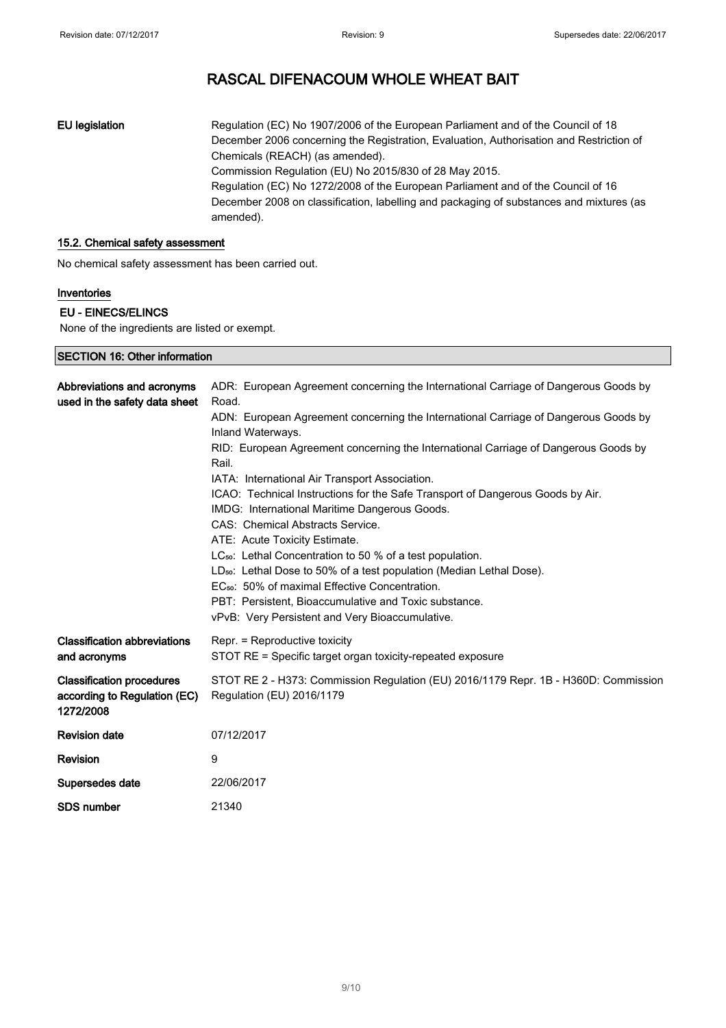| | |
|---|---|
| **EU legislation** | Regulation (EC) No 1907/2006 of the European Parliament and of the Council of 18 December 2006 concerning the Registration, Evaluation, Authorisation and Restriction of Chemicals (REACH) (as amended). Commission Regulation (EU) No 2015/830 of 28 May 2015. Regulation (EC) No 1272/2008 of the European Parliament and of the Council of 16 December 2008 on classification, labelling and packaging of substances and mixtures (as amended). |

### 15.2. Chemical safety assessment

No chemical safety assessment has been carried out.

### Inventories

#### EU - EINECS/ELINCS

None of the ingredients are listed or exempt.

## SECTION 16: Other information

| | |
|---|---|
| **Abbreviations and acronyms used in the safety data sheet** | ADR: European Agreement concerning the International Carriage of Dangerous Goods by Road.<br>ADN: European Agreement concerning the International Carriage of Dangerous Goods by Inland Waterways.<br>RID: European Agreement concerning the International Carriage of Dangerous Goods by Rail.<br>IATA: International Air Transport Association.<br>ICAO: Technical Instructions for the Safe Transport of Dangerous Goods by Air.<br>IMDG: International Maritime Dangerous Goods.<br>CAS: Chemical Abstracts Service.<br>ATE: Acute Toxicity Estimate.<br>$LC_{50}$: Lethal Concentration to 50 % of a test population.<br>$LD_{50}$: Lethal Dose to 50% of a test population (Median Lethal Dose).<br>$EC_{50}$: 50% of maximal Effective Concentration.<br>PBT: Persistent, Bioaccumulative and Toxic substance.<br>vPvB: Very Persistent and Very Bioaccumulative. |
| **Classification abbreviations and acronyms** | Repr. = Reproductive toxicity<br>STOT RE = Specific target organ toxicity-repeated exposure |
| **Classification procedures according to Regulation (EC) 1272/2008** | STOT RE 2 - H373: Commission Regulation (EU) 2016/1179 Repr. 1B - H360D: Commission Regulation (EU) 2016/1179 |
| **Revision date** | 07/12/2017 |
| **Revision** | 9 |
| **Supersedes date** | 22/06/2017 |
| **SDS number** | 21340 |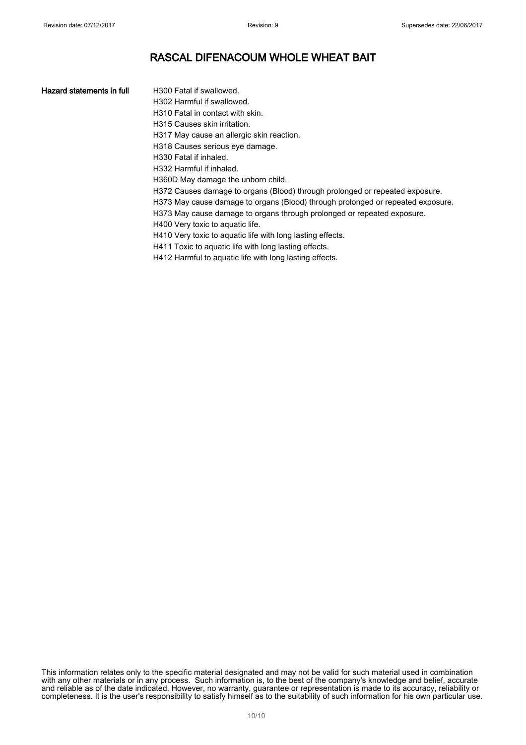# RASCAL DIFENACOUM WHOLE WHEAT BAIT

| | |
|---|---|
| **Hazard statements in full** | H300 Fatal if swallowed.<br>H302 Harmful if swallowed.<br>H310 Fatal in contact with skin.<br>H315 Causes skin irritation.<br>H317 May cause an allergic skin reaction.<br>H318 Causes serious eye damage.<br>H330 Fatal if inhaled.<br>H332 Harmful if inhaled.<br>H360D May damage the unborn child.<br>H372 Causes damage to organs (Blood) through prolonged or repeated exposure.<br>H373 May cause damage to organs (Blood) through prolonged or repeated exposure.<br>H373 May cause damage to organs through prolonged or repeated exposure.<br>H400 Very toxic to aquatic life.<br>H410 Very toxic to aquatic life with long lasting effects.<br>H411 Toxic to aquatic life with long lasting effects.<br>H412 Harmful to aquatic life with long lasting effects. |

This information relates only to the specific material designated and may not be valid for such material used in combination with any other materials or in any process. Such information is, to the best of the company's knowledge and belief, accurate and reliable as of the date indicated. However, no warranty, guarantee or representation is made to its accuracy, reliability or completeness. It is the user's responsibility to satisfy himself as to the suitability of such information for his own particular use.